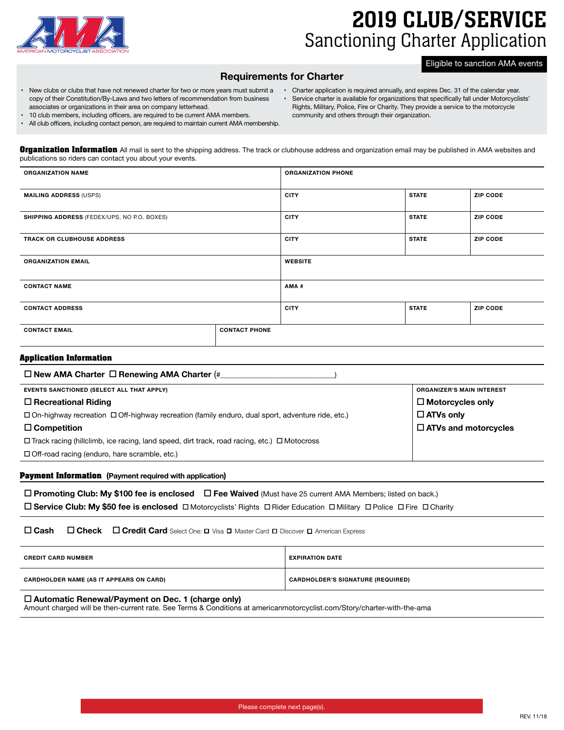AMERICAN MOTORCYCLIST ASSOCIATION

# 2019 CLUB/SERVICE
# Sanctioning Charter Application

Eligible to sanction AMA events

## Requirements for Charter

- New clubs or clubs that have not renewed charter for two or more years must submit a copy of their Constitution/By-Laws and two letters of recommendation from business associates or organizations in their area on company letterhead.
- 10 club members, including officers, are required to be current AMA members.
- All club officers, including contact person, are required to maintain current AMA membership.
- Charter application is required annually, and expires Dec. 31 of the calendar year.
- Service charter is available for organizations that specifically fall under Motorcyclists' Rights, Military, Police, Fire or Charity. They provide a service to the motorcycle community and others through their organization.

## Organization Information

All mail is sent to the shipping address. The track or clubhouse address and organization email may be published in AMA websites and publications so riders can contact you about your events.

| ORGANIZATION NAME | ORGANIZATION PHONE | | |
|---|---|---|---|
| MAILING ADDRESS (USPS) | CITY | STATE | ZIP CODE |
| SHIPPING ADDRESS (FEDEX/UPS, NO P.O. BOXES) | CITY | STATE | ZIP CODE |
| TRACK OR CLUBHOUSE ADDRESS | CITY | STATE | ZIP CODE |
| ORGANIZATION EMAIL | WEBSITE | | |
| CONTACT NAME | AMA # | | |
| CONTACT ADDRESS | CITY | STATE | ZIP CODE |

| CONTACT EMAIL | CONTACT PHONE |
|---|---|

## Application Information

☐ New AMA Charter ☐ Renewing AMA Charter (#\_\_\_\_\_\_\_\_\_\_\_\_\_\_\_\_\_\_\_\_\_\_\_\_\_\_)

| EVENTS SANCTIONED (SELECT ALL THAT APPLY) | ORGANIZER'S MAIN INTEREST |
|---|---|
| ☐ **Recreational Riding** | ☐ **Motorcycles only** |
| ☐ On-highway recreation ☐ Off-highway recreation (family enduro, dual sport, adventure ride, etc.) | ☐ **ATVs only** |
| ☐ **Competition** | ☐ **ATVs and motorcycles** |
| ☐ Track racing (hillclimb, ice racing, land speed, dirt track, road racing, etc.) ☐ Motocross | |
| ☐ Off-road racing (enduro, hare scramble, etc.) | |

## Payment Information (Payment required with application)

☐ **Promoting Club: My $100 fee is enclosed** ☐ **Fee Waived** (Must have 25 current AMA Members; listed on back.)

☐ **Service Club: My $50 fee is enclosed** ☐ Motorcyclists' Rights ☐ Rider Education ☐ Military ☐ Police ☐ Fire ☐ Charity

☐ **Cash** ☐ **Check** ☐ **Credit Card** Select One: ☐ Visa ☐ Master Card ☐ Discover ☐ American Express

| CREDIT CARD NUMBER | EXPIRATION DATE |
|---|---|
| CARDHOLDER NAME (AS IT APPEARS ON CARD) | CARDHOLDER'S SIGNATURE (REQUIRED) |

☐ **Automatic Renewal/Payment on Dec. 1 (charge only)**
Amount charged will be then-current rate. See Terms & Conditions at americanmotorcyclist.com/Story/charter-with-the-ama

Please complete next page(s).

REV. 11/18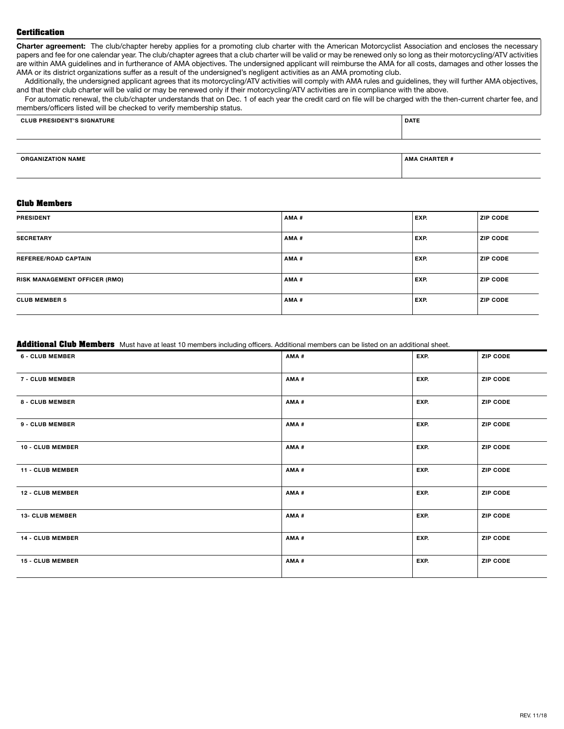## Certification

**Charter agreement:** The club/chapter hereby applies for a promoting club charter with the American Motorcyclist Association and encloses the necessary papers and fee for one calendar year. The club/chapter agrees that a club charter will be valid or may be renewed only so long as their motorcycling/ATV activities are within AMA guidelines and in furtherance of AMA objectives. The undersigned applicant will reimburse the AMA for all costs, damages and other losses the AMA or its district organizations suffer as a result of the undersigned's negligent activities as an AMA promoting club.

Additionally, the undersigned applicant agrees that its motorcycling/ATV activities will comply with AMA rules and guidelines, they will further AMA objectives, and that their club charter will be valid or may be renewed only if their motorcycling/ATV activities are in compliance with the above.

For automatic renewal, the club/chapter understands that on Dec. 1 of each year the credit card on file will be charged with the then-current charter fee, and members/officers listed will be checked to verify membership status.

| CLUB PRESIDENT'S SIGNATURE | DATE |
|---|---|
| | |

| ORGANIZATION NAME | AMA CHARTER # |
|---|---|
| | |

## Club Members

| PRESIDENT | AMA # | EXP. | ZIP CODE |
|---|---|---|---|
| SECRETARY | AMA # | EXP. | ZIP CODE |
| REFEREE/ROAD CAPTAIN | AMA # | EXP. | ZIP CODE |
| RISK MANAGEMENT OFFICER (RMO) | AMA # | EXP. | ZIP CODE |
| CLUB MEMBER 5 | AMA # | EXP. | ZIP CODE |

## Additional Club Members

Must have at least 10 members including officers. Additional members can be listed on an additional sheet.

| 6 - CLUB MEMBER | AMA # | EXP. | ZIP CODE |
|---|---|---|---|
| 7 - CLUB MEMBER | AMA # | EXP. | ZIP CODE |
| 8 - CLUB MEMBER | AMA # | EXP. | ZIP CODE |
| 9 - CLUB MEMBER | AMA # | EXP. | ZIP CODE |
| 10 - CLUB MEMBER | AMA # | EXP. | ZIP CODE |
| 11 - CLUB MEMBER | AMA # | EXP. | ZIP CODE |
| 12 - CLUB MEMBER | AMA # | EXP. | ZIP CODE |
| 13- CLUB MEMBER | AMA # | EXP. | ZIP CODE |
| 14 - CLUB MEMBER | AMA # | EXP. | ZIP CODE |
| 15 - CLUB MEMBER | AMA # | EXP. | ZIP CODE |

REV. 11/18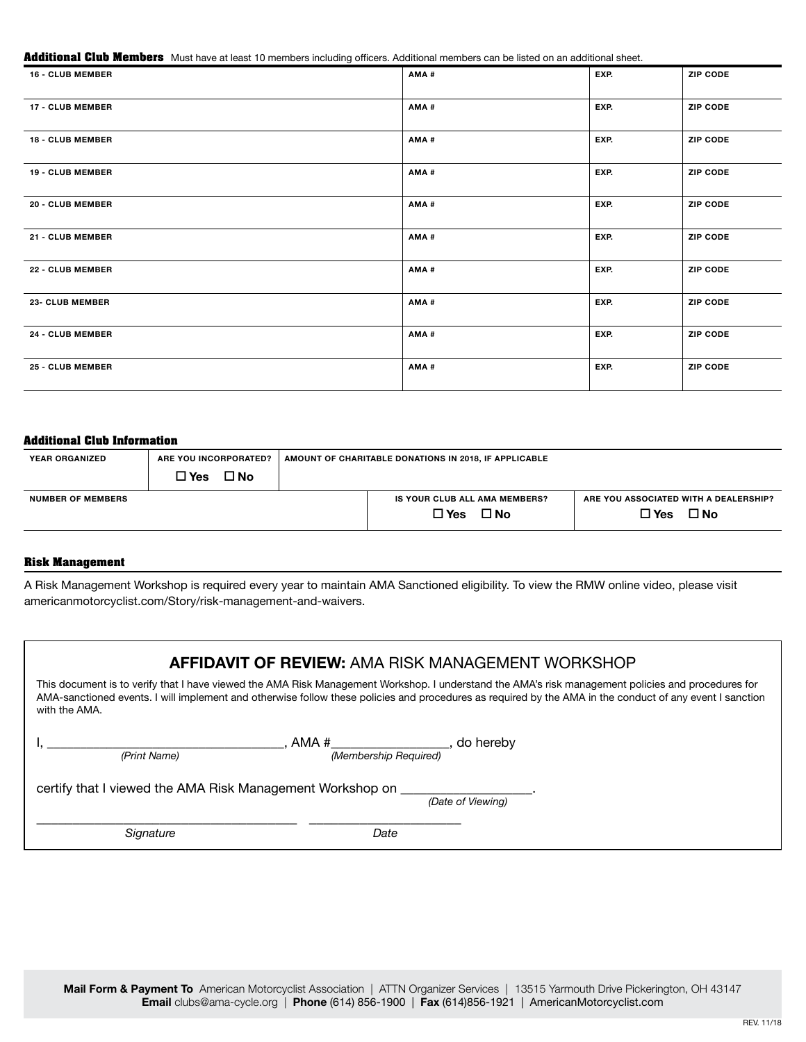## Additional Club Members

Must have at least 10 members including officers. Additional members can be listed on an additional sheet.

| 16 - CLUB MEMBER | AMA # | EXP. | ZIP CODE |
|---|---|---|---|
| 17 - CLUB MEMBER | AMA # | EXP. | ZIP CODE |
| 18 - CLUB MEMBER | AMA # | EXP. | ZIP CODE |
| 19 - CLUB MEMBER | AMA # | EXP. | ZIP CODE |
| 20 - CLUB MEMBER | AMA # | EXP. | ZIP CODE |
| 21 - CLUB MEMBER | AMA # | EXP. | ZIP CODE |
| 22 - CLUB MEMBER | AMA # | EXP. | ZIP CODE |
| 23- CLUB MEMBER | AMA # | EXP. | ZIP CODE |
| 24 - CLUB MEMBER | AMA # | EXP. | ZIP CODE |
| 25 - CLUB MEMBER | AMA # | EXP. | ZIP CODE |

## Additional Club Information

| YEAR ORGANIZED | ARE YOU INCORPORATED? ☐ Yes ☐ No | AMOUNT OF CHARITABLE DONATIONS IN 2018, IF APPLICABLE |
|---|---|---|

| NUMBER OF MEMBERS | IS YOUR CLUB ALL AMA MEMBERS? ☐ Yes ☐ No | ARE YOU ASSOCIATED WITH A DEALERSHIP? ☐ Yes ☐ No |
|---|---|---|

## Risk Management

A Risk Management Workshop is required every year to maintain AMA Sanctioned eligibility. To view the RMW online video, please visit americanmotorcyclist.com/Story/risk-management-and-waivers.

### AFFIDAVIT OF REVIEW: AMA RISK MANAGEMENT WORKSHOP

This document is to verify that I have viewed the AMA Risk Management Workshop. I understand the AMA's risk management policies and procedures for AMA-sanctioned events. I will implement and otherwise follow these policies and procedures as required by the AMA in the conduct of any event I sanction with the AMA.

I, _________________________________, AMA #________________, do hereby
*(Print Name)* *(Membership Required)*

certify that I viewed the AMA Risk Management Workshop on __________________.
*(Date of Viewing)*

______________________________________ ______________________
*Signature* *Date*

**Mail Form & Payment To** American Motorcyclist Association | ATTN Organizer Services | 13515 Yarmouth Drive Pickerington, OH 43147
**Email** clubs@ama-cycle.org | **Phone** (614) 856-1900 | **Fax** (614)856-1921 | AmericanMotorcyclist.com

REV. 11/18